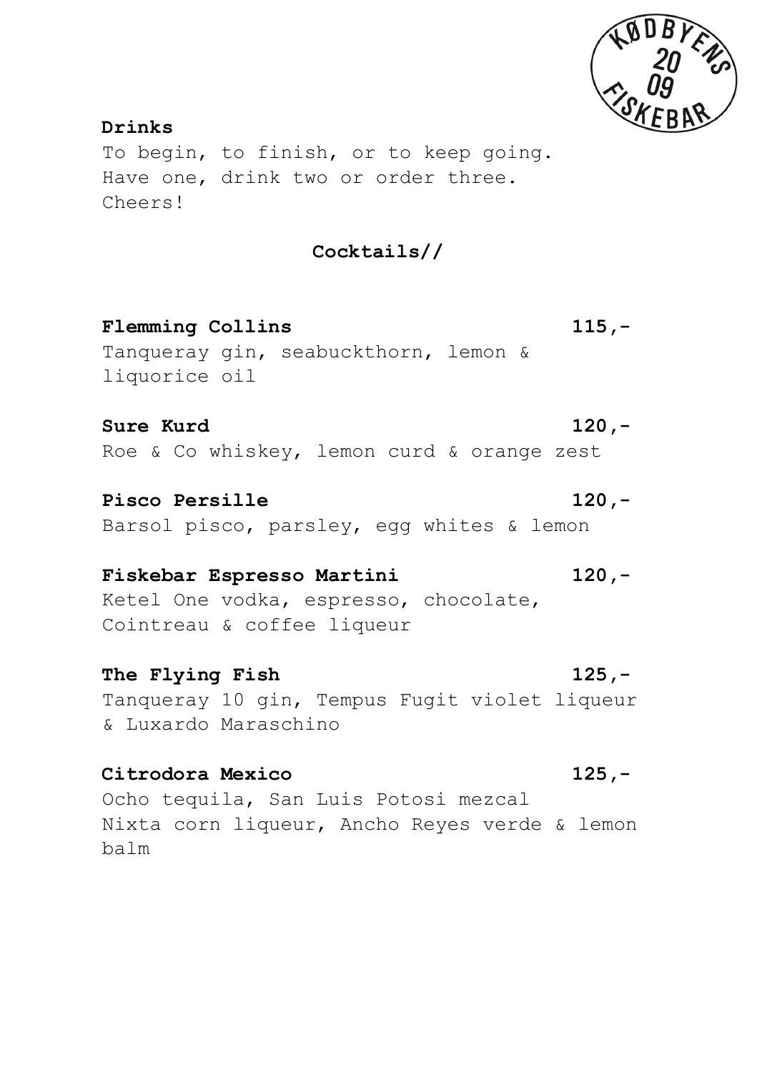KØDBYENS 2009 FISKEBAR

## Drinks

To begin, to finish, or to keep going.
Have one, drink two or order three.
Cheers!

### Cocktails//

**Flemming Collins** **115,-**
Tanqueray gin, seabuckthorn, lemon & liquorice oil

**Sure Kurd** **120,-**
Roe & Co whiskey, lemon curd & orange zest

**Pisco Persille** **120,-**
Barsol pisco, parsley, egg whites & lemon

**Fiskebar Espresso Martini** **120,-**
Ketel One vodka, espresso, chocolate, Cointreau & coffee liqueur

**The Flying Fish** **125,-**
Tanqueray 10 gin, Tempus Fugit violet liqueur & Luxardo Maraschino

**Citrodora Mexico** **125,-**
Ocho tequila, San Luis Potosi mezcal
Nixta corn liqueur, Ancho Reyes verde & lemon balm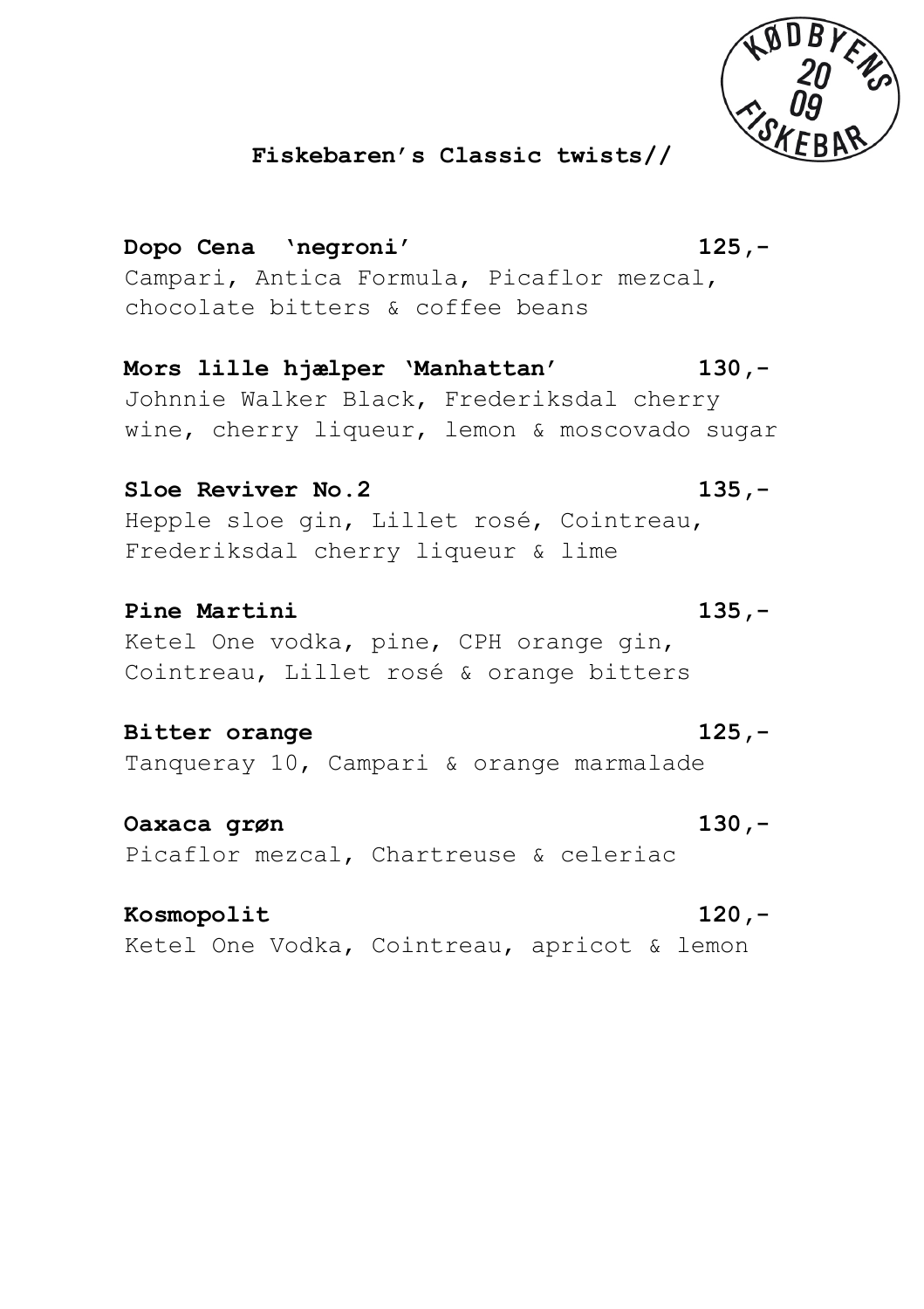KØDBYENS 20 09 FISKEBAR

## Fiskebaren's Classic twists//

**Dopo Cena 'negroni'** **125,-**
Campari, Antica Formula, Picaflor mezcal, chocolate bitters & coffee beans

**Mors lille hjælper 'Manhattan'** **130,-**
Johnnie Walker Black, Frederiksdal cherry wine, cherry liqueur, lemon & moscovado sugar

**Sloe Reviver No.2** **135,-**
Hepple sloe gin, Lillet rosé, Cointreau, Frederiksdal cherry liqueur & lime

**Pine Martini** **135,-**
Ketel One vodka, pine, CPH orange gin, Cointreau, Lillet rosé & orange bitters

**Bitter orange** **125,-**
Tanqueray 10, Campari & orange marmalade

**Oaxaca grøn** **130,-**
Picaflor mezcal, Chartreuse & celeriac

**Kosmopolit** **120,-**
Ketel One Vodka, Cointreau, apricot & lemon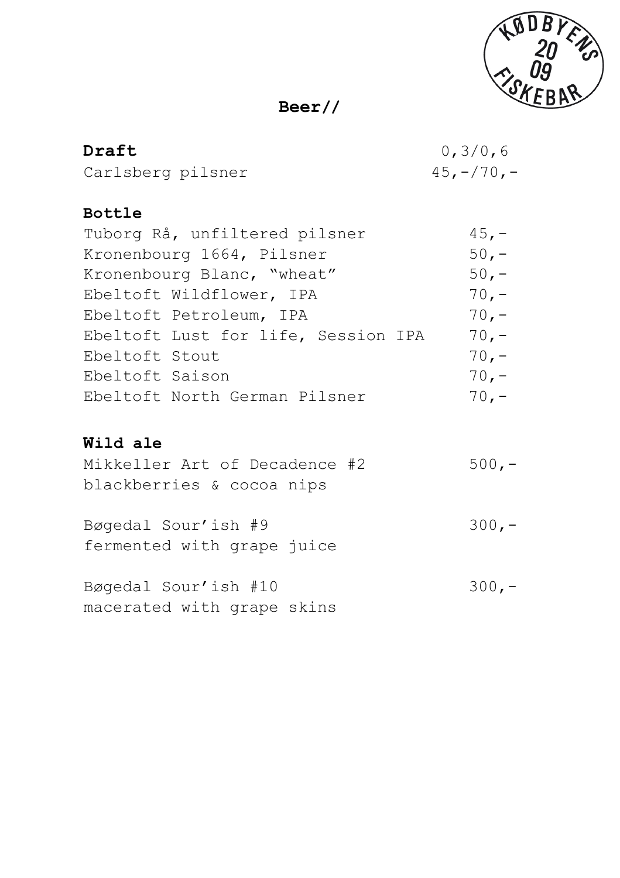KØDBYENS 20 09 FISKEBAR

# Beer//

| **Draft** | 0,3/0,6 |
| --- | --- |
| Carlsberg pilsner | 45,-/70,- |

**Bottle**

| | |
| --- | --- |
| Tuborg Rå, unfiltered pilsner | 45,- |
| Kronenbourg 1664, Pilsner | 50,- |
| Kronenbourg Blanc, "wheat" | 50,- |
| Ebeltoft Wildflower, IPA | 70,- |
| Ebeltoft Petroleum, IPA | 70,- |
| Ebeltoft Lust for life, Session IPA | 70,- |
| Ebeltoft Stout | 70,- |
| Ebeltoft Saison | 70,- |
| Ebeltoft North German Pilsner | 70,- |

**Wild ale**

| | |
| --- | --- |
| Mikkeller Art of Decadence #2<br>blackberries & cocoa nips | 500,- |
| Bøgedal Sour'ish #9<br>fermented with grape juice | 300,- |
| Bøgedal Sour'ish #10<br>macerated with grape skins | 300,- |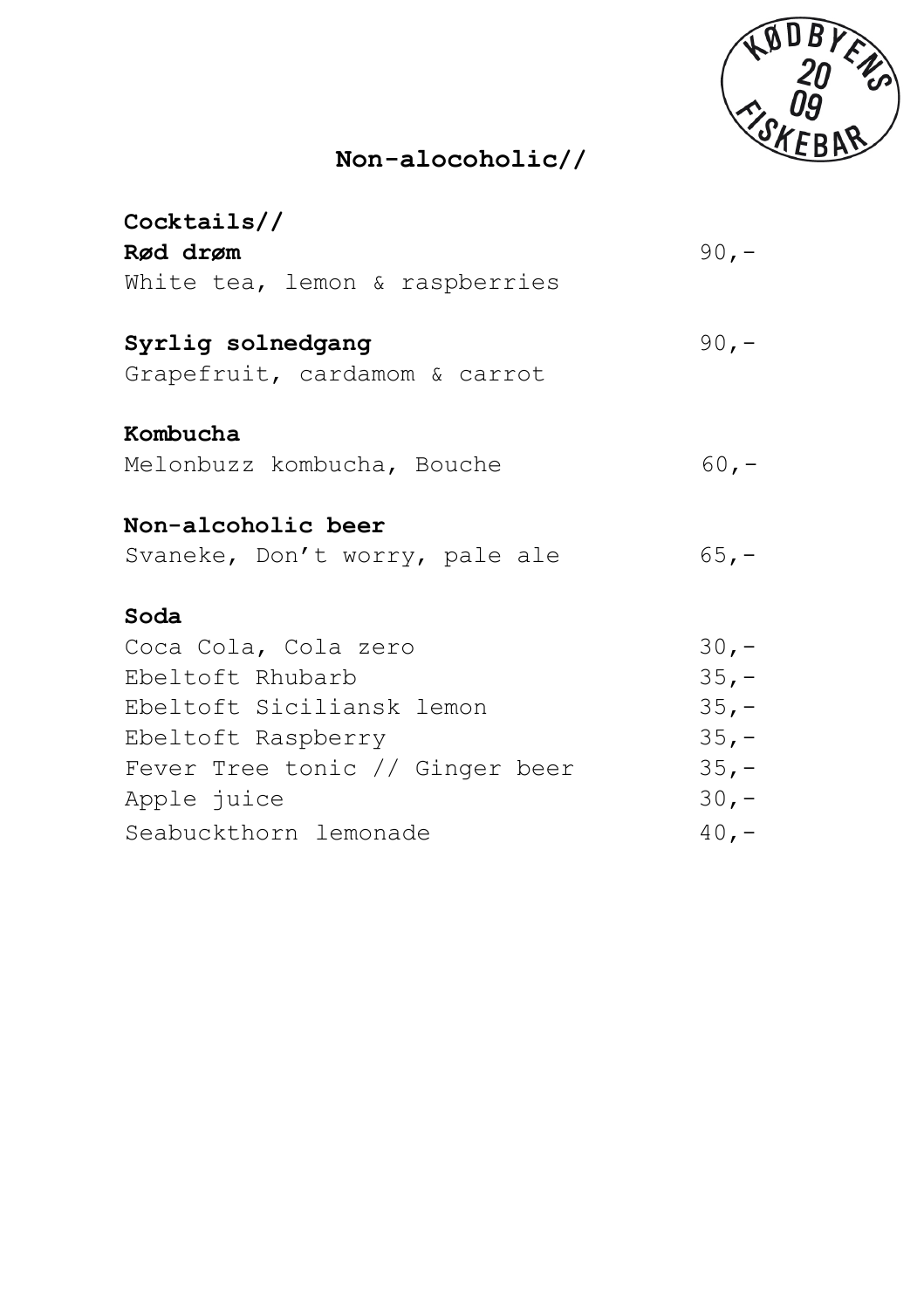KØDBYENS 20 09 FISKEBAR

# Non-alocoholic//

## Cocktails//

**Rød drøm** 90,-
White tea, lemon & raspberries

**Syrlig solnedgang** 90,-
Grapefruit, cardamom & carrot

**Kombucha**
Melonbuzz kombucha, Bouche 60,-

**Non-alcoholic beer**
Svaneke, Don't worry, pale ale 65,-

**Soda**
Coca Cola, Cola zero 30,-
Ebeltoft Rhubarb 35,-
Ebeltoft Siciliansk lemon 35,-
Ebeltoft Raspberry 35,-
Fever Tree tonic // Ginger beer 35,-
Apple juice 30,-
Seabuckthorn lemonade 40,-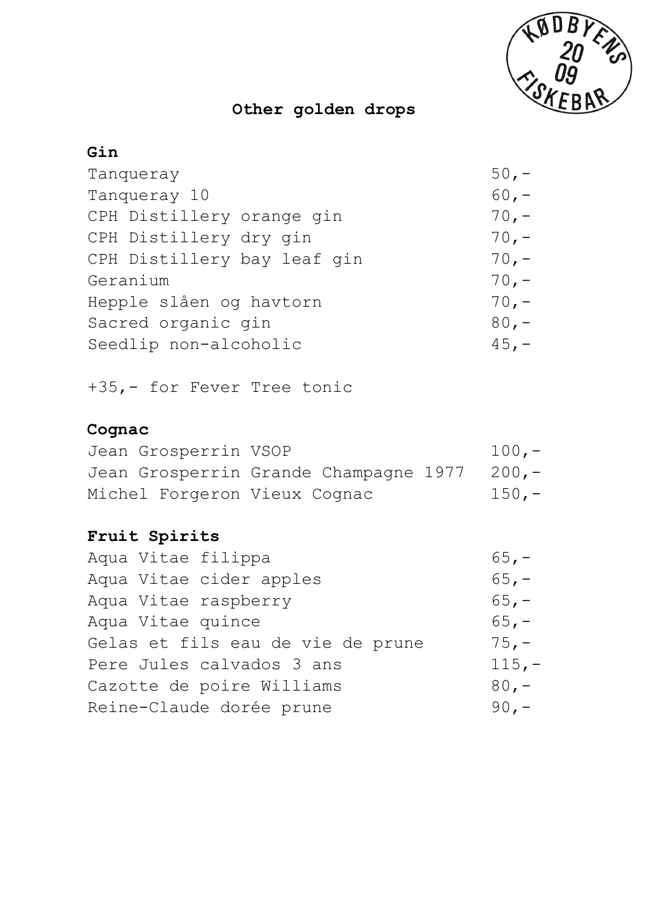# Other golden drops

## Gin

| | |
|---|---|
| Tanqueray | 50,- |
| Tanqueray 10 | 60,- |
| CPH Distillery orange gin | 70,- |
| CPH Distillery dry gin | 70,- |
| CPH Distillery bay leaf gin | 70,- |
| Geranium | 70,- |
| Hepple slåen og havtorn | 70,- |
| Sacred organic gin | 80,- |
| Seedlip non-alcoholic | 45,- |

+35,- for Fever Tree tonic

## Cognac

| | |
|---|---|
| Jean Grosperrin VSOP | 100,- |
| Jean Grosperrin Grande Champagne 1977 | 200,- |
| Michel Forgeron Vieux Cognac | 150,- |

## Fruit Spirits

| | |
|---|---|
| Aqua Vitae filippa | 65,- |
| Aqua Vitae cider apples | 65,- |
| Aqua Vitae raspberry | 65,- |
| Aqua Vitae quince | 65,- |
| Gelas et fils eau de vie de prune | 75,- |
| Pere Jules calvados 3 ans | 115,- |
| Cazotte de poire Williams | 80,- |
| Reine-Claude dorée prune | 90,- |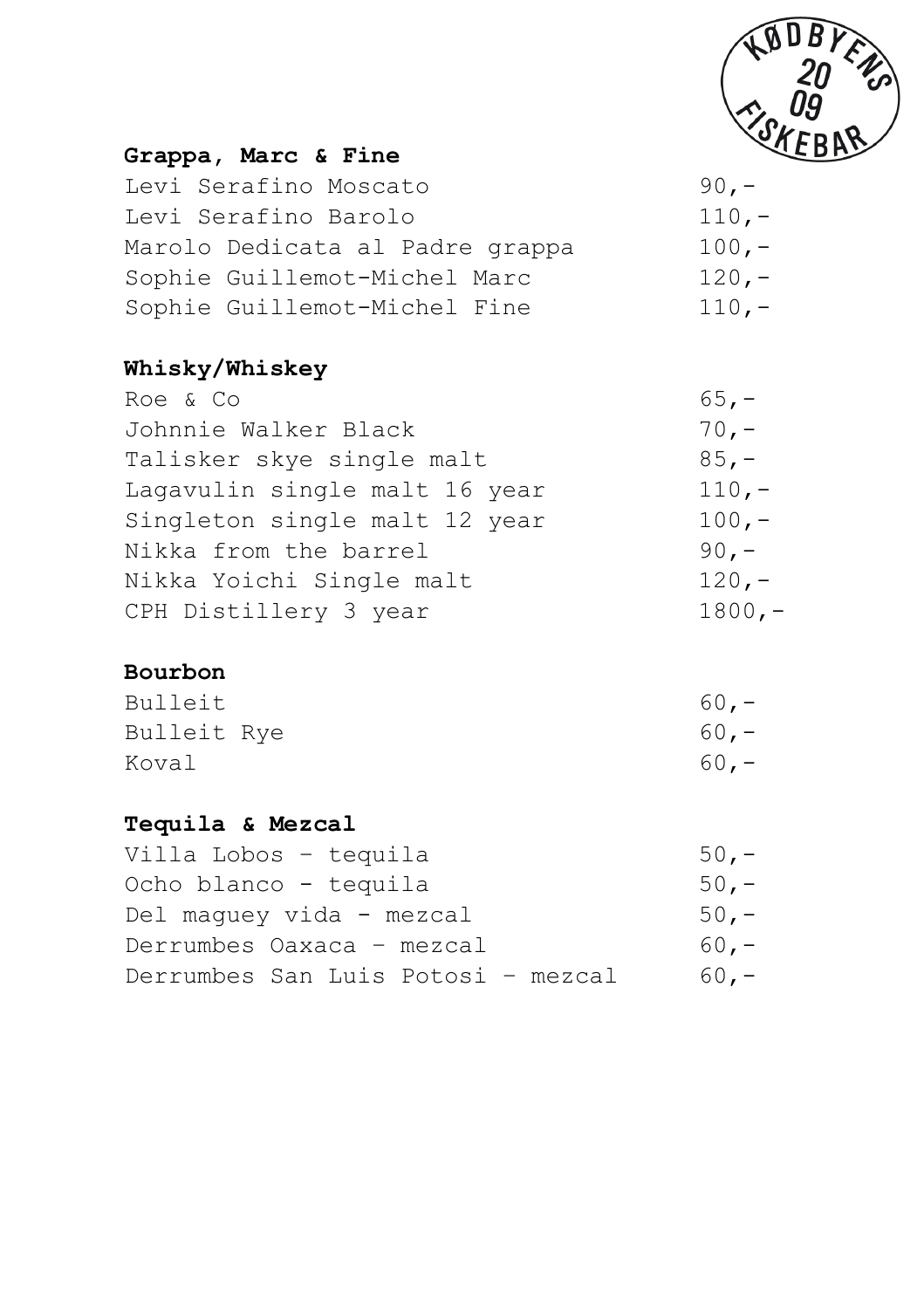## Grappa, Marc & Fine

| | |
|---|---|
| Levi Serafino Moscato | 90,- |
| Levi Serafino Barolo | 110,- |
| Marolo Dedicata al Padre grappa | 100,- |
| Sophie Guillemot-Michel Marc | 120,- |
| Sophie Guillemot-Michel Fine | 110,- |

## Whisky/Whiskey

| | |
|---|---|
| Roe & Co | 65,- |
| Johnnie Walker Black | 70,- |
| Talisker skye single malt | 85,- |
| Lagavulin single malt 16 year | 110,- |
| Singleton single malt 12 year | 100,- |
| Nikka from the barrel | 90,- |
| Nikka Yoichi Single malt | 120,- |
| CPH Distillery 3 year | 1800,- |

## Bourbon

| | |
|---|---|
| Bulleit | 60,- |
| Bulleit Rye | 60,- |
| Koval | 60,- |

## Tequila & Mezcal

| | |
|---|---|
| Villa Lobos – tequila | 50,- |
| Ocho blanco - tequila | 50,- |
| Del maguey vida - mezcal | 50,- |
| Derrumbes Oaxaca – mezcal | 60,- |
| Derrumbes San Luis Potosi – mezcal | 60,- |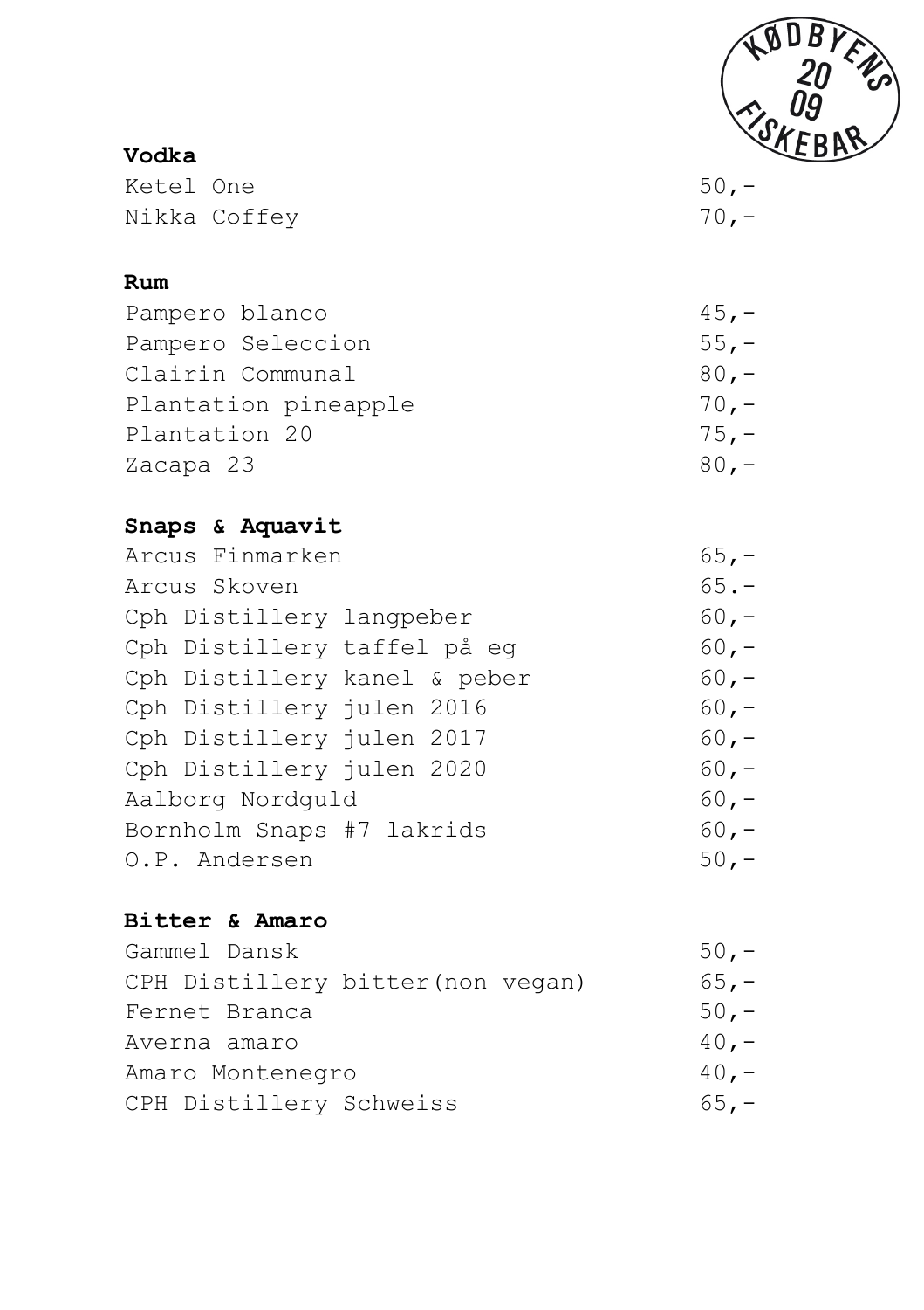KØDBYENS 20 09 FISKEBAR

## Vodka

| | |
|---|---|
| Ketel One | 50,- |
| Nikka Coffey | 70,- |

## Rum

| | |
|---|---|
| Pampero blanco | 45,- |
| Pampero Seleccion | 55,- |
| Clairin Communal | 80,- |
| Plantation pineapple | 70,- |
| Plantation 20 | 75,- |
| Zacapa 23 | 80,- |

## Snaps & Aquavit

| | |
|---|---|
| Arcus Finmarken | 65,- |
| Arcus Skoven | 65.- |
| Cph Distillery langpeber | 60,- |
| Cph Distillery taffel på eg | 60,- |
| Cph Distillery kanel & peber | 60,- |
| Cph Distillery julen 2016 | 60,- |
| Cph Distillery julen 2017 | 60,- |
| Cph Distillery julen 2020 | 60,- |
| Aalborg Nordguld | 60,- |
| Bornholm Snaps #7 lakrids | 60,- |
| O.P. Andersen | 50,- |

## Bitter & Amaro

| | |
|---|---|
| Gammel Dansk | 50,- |
| CPH Distillery bitter(non vegan) | 65,- |
| Fernet Branca | 50,- |
| Averna amaro | 40,- |
| Amaro Montenegro | 40,- |
| CPH Distillery Schweiss | 65,- |